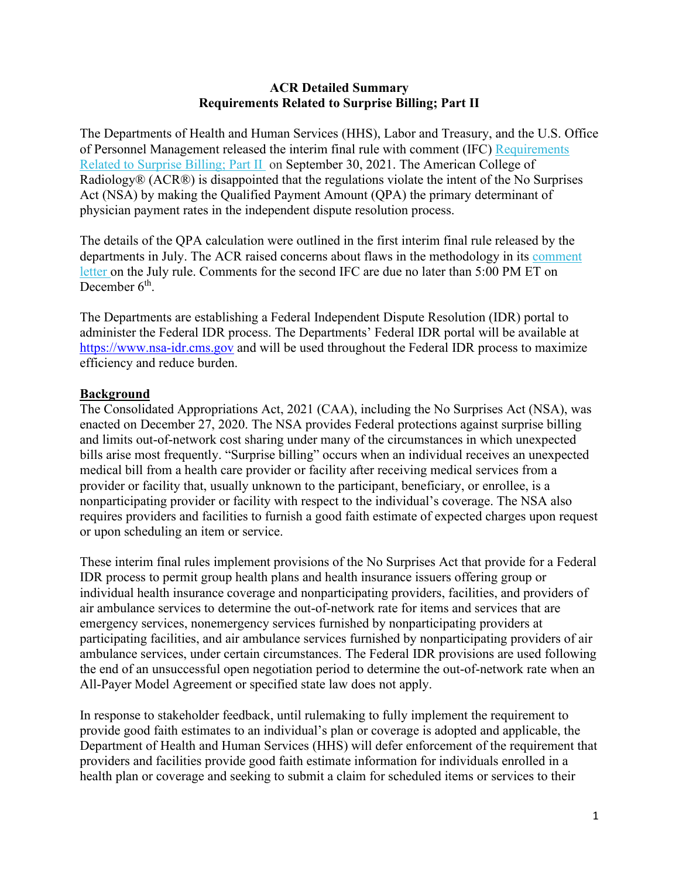**ACR Detailed Summary**
**Requirements Related to Surprise Billing; Part II**

The Departments of Health and Human Services (HHS), Labor and Treasury, and the U.S. Office of Personnel Management released the interim final rule with comment (IFC) Requirements Related to Surprise Billing; Part II on September 30, 2021. The American College of Radiology® (ACR®) is disappointed that the regulations violate the intent of the No Surprises Act (NSA) by making the Qualified Payment Amount (QPA) the primary determinant of physician payment rates in the independent dispute resolution process.

The details of the QPA calculation were outlined in the first interim final rule released by the departments in July. The ACR raised concerns about flaws in the methodology in its comment letter on the July rule. Comments for the second IFC are due no later than 5:00 PM ET on December 6th.

The Departments are establishing a Federal Independent Dispute Resolution (IDR) portal to administer the Federal IDR process. The Departments' Federal IDR portal will be available at https://www.nsa-idr.cms.gov and will be used throughout the Federal IDR process to maximize efficiency and reduce burden.

**Background**

The Consolidated Appropriations Act, 2021 (CAA), including the No Surprises Act (NSA), was enacted on December 27, 2020. The NSA provides Federal protections against surprise billing and limits out-of-network cost sharing under many of the circumstances in which unexpected bills arise most frequently. "Surprise billing" occurs when an individual receives an unexpected medical bill from a health care provider or facility after receiving medical services from a provider or facility that, usually unknown to the participant, beneficiary, or enrollee, is a nonparticipating provider or facility with respect to the individual's coverage. The NSA also requires providers and facilities to furnish a good faith estimate of expected charges upon request or upon scheduling an item or service.

These interim final rules implement provisions of the No Surprises Act that provide for a Federal IDR process to permit group health plans and health insurance issuers offering group or individual health insurance coverage and nonparticipating providers, facilities, and providers of air ambulance services to determine the out-of-network rate for items and services that are emergency services, nonemergency services furnished by nonparticipating providers at participating facilities, and air ambulance services furnished by nonparticipating providers of air ambulance services, under certain circumstances. The Federal IDR provisions are used following the end of an unsuccessful open negotiation period to determine the out-of-network rate when an All-Payer Model Agreement or specified state law does not apply.

In response to stakeholder feedback, until rulemaking to fully implement the requirement to provide good faith estimates to an individual's plan or coverage is adopted and applicable, the Department of Health and Human Services (HHS) will defer enforcement of the requirement that providers and facilities provide good faith estimate information for individuals enrolled in a health plan or coverage and seeking to submit a claim for scheduled items or services to their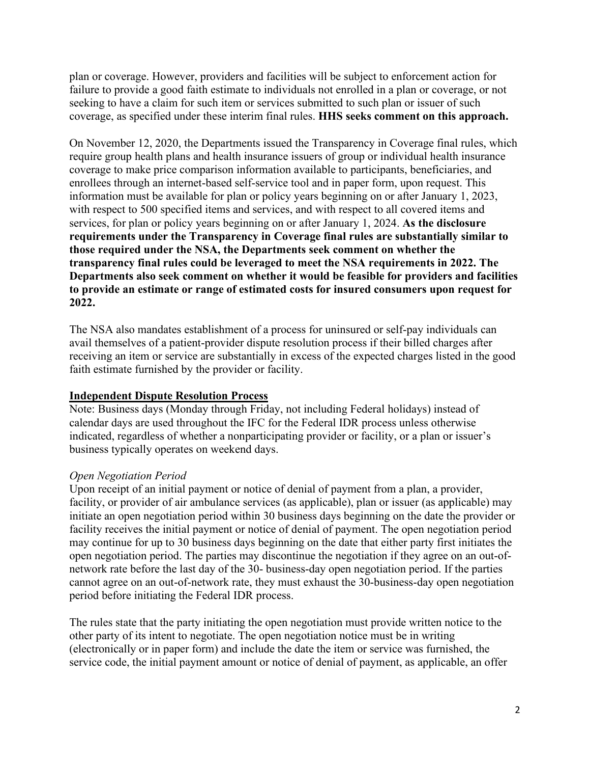plan or coverage. However, providers and facilities will be subject to enforcement action for failure to provide a good faith estimate to individuals not enrolled in a plan or coverage, or not seeking to have a claim for such item or services submitted to such plan or issuer of such coverage, as specified under these interim final rules. **HHS seeks comment on this approach.**

On November 12, 2020, the Departments issued the Transparency in Coverage final rules, which require group health plans and health insurance issuers of group or individual health insurance coverage to make price comparison information available to participants, beneficiaries, and enrollees through an internet-based self-service tool and in paper form, upon request. This information must be available for plan or policy years beginning on or after January 1, 2023, with respect to 500 specified items and services, and with respect to all covered items and services, for plan or policy years beginning on or after January 1, 2024. **As the disclosure requirements under the Transparency in Coverage final rules are substantially similar to those required under the NSA, the Departments seek comment on whether the transparency final rules could be leveraged to meet the NSA requirements in 2022. The Departments also seek comment on whether it would be feasible for providers and facilities to provide an estimate or range of estimated costs for insured consumers upon request for 2022.**

The NSA also mandates establishment of a process for uninsured or self-pay individuals can avail themselves of a patient-provider dispute resolution process if their billed charges after receiving an item or service are substantially in excess of the expected charges listed in the good faith estimate furnished by the provider or facility.

## Independent Dispute Resolution Process

Note: Business days (Monday through Friday, not including Federal holidays) instead of calendar days are used throughout the IFC for the Federal IDR process unless otherwise indicated, regardless of whether a nonparticipating provider or facility, or a plan or issuer's business typically operates on weekend days.

### *Open Negotiation Period*

Upon receipt of an initial payment or notice of denial of payment from a plan, a provider, facility, or provider of air ambulance services (as applicable), plan or issuer (as applicable) may initiate an open negotiation period within 30 business days beginning on the date the provider or facility receives the initial payment or notice of denial of payment. The open negotiation period may continue for up to 30 business days beginning on the date that either party first initiates the open negotiation period. The parties may discontinue the negotiation if they agree on an out-of-network rate before the last day of the 30- business-day open negotiation period. If the parties cannot agree on an out-of-network rate, they must exhaust the 30-business-day open negotiation period before initiating the Federal IDR process.

The rules state that the party initiating the open negotiation must provide written notice to the other party of its intent to negotiate. The open negotiation notice must be in writing (electronically or in paper form) and include the date the item or service was furnished, the service code, the initial payment amount or notice of denial of payment, as applicable, an offer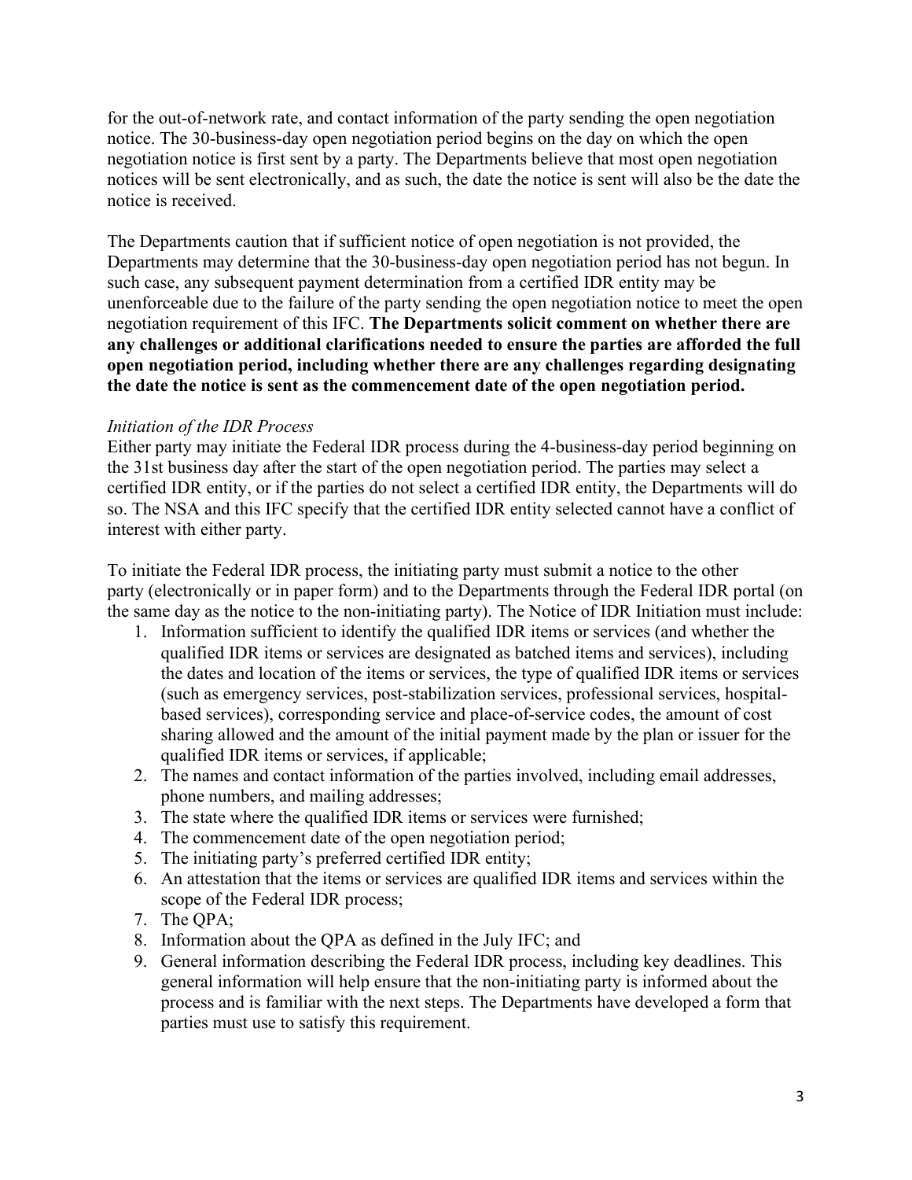for the out-of-network rate, and contact information of the party sending the open negotiation notice. The 30-business-day open negotiation period begins on the day on which the open negotiation notice is first sent by a party. The Departments believe that most open negotiation notices will be sent electronically, and as such, the date the notice is sent will also be the date the notice is received.

The Departments caution that if sufficient notice of open negotiation is not provided, the Departments may determine that the 30-business-day open negotiation period has not begun. In such case, any subsequent payment determination from a certified IDR entity may be unenforceable due to the failure of the party sending the open negotiation notice to meet the open negotiation requirement of this IFC. **The Departments solicit comment on whether there are any challenges or additional clarifications needed to ensure the parties are afforded the full open negotiation period, including whether there are any challenges regarding designating the date the notice is sent as the commencement date of the open negotiation period.**

*Initiation of the IDR Process*

Either party may initiate the Federal IDR process during the 4-business-day period beginning on the 31st business day after the start of the open negotiation period. The parties may select a certified IDR entity, or if the parties do not select a certified IDR entity, the Departments will do so. The NSA and this IFC specify that the certified IDR entity selected cannot have a conflict of interest with either party.

To initiate the Federal IDR process, the initiating party must submit a notice to the other party (electronically or in paper form) and to the Departments through the Federal IDR portal (on the same day as the notice to the non-initiating party). The Notice of IDR Initiation must include:

1. Information sufficient to identify the qualified IDR items or services (and whether the qualified IDR items or services are designated as batched items and services), including the dates and location of the items or services, the type of qualified IDR items or services (such as emergency services, post-stabilization services, professional services, hospital-based services), corresponding service and place-of-service codes, the amount of cost sharing allowed and the amount of the initial payment made by the plan or issuer for the qualified IDR items or services, if applicable;
2. The names and contact information of the parties involved, including email addresses, phone numbers, and mailing addresses;
3. The state where the qualified IDR items or services were furnished;
4. The commencement date of the open negotiation period;
5. The initiating party's preferred certified IDR entity;
6. An attestation that the items or services are qualified IDR items and services within the scope of the Federal IDR process;
7. The QPA;
8. Information about the QPA as defined in the July IFC; and
9. General information describing the Federal IDR process, including key deadlines. This general information will help ensure that the non-initiating party is informed about the process and is familiar with the next steps. The Departments have developed a form that parties must use to satisfy this requirement.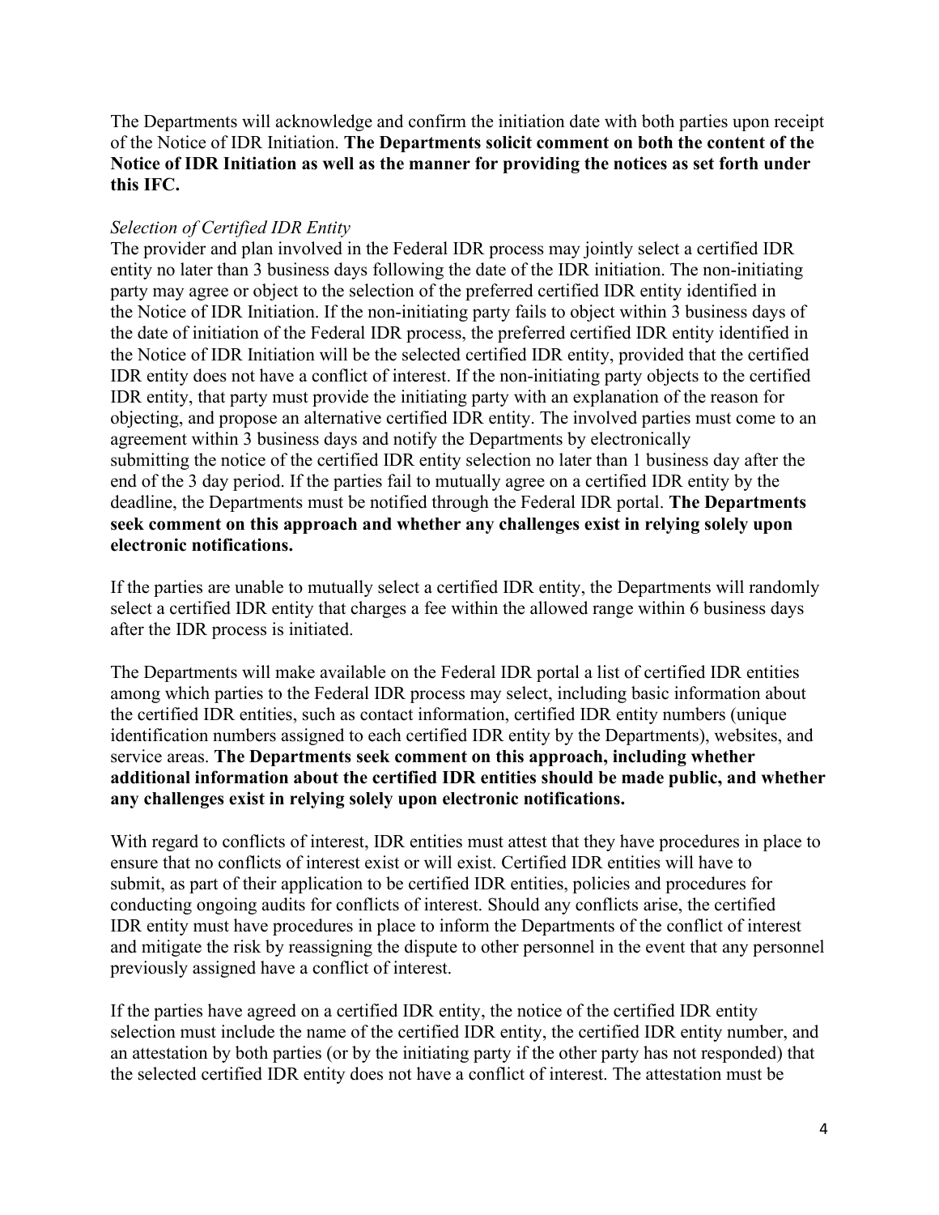The Departments will acknowledge and confirm the initiation date with both parties upon receipt of the Notice of IDR Initiation. **The Departments solicit comment on both the content of the Notice of IDR Initiation as well as the manner for providing the notices as set forth under this IFC.**

*Selection of Certified IDR Entity*

The provider and plan involved in the Federal IDR process may jointly select a certified IDR entity no later than 3 business days following the date of the IDR initiation. The non-initiating party may agree or object to the selection of the preferred certified IDR entity identified in the Notice of IDR Initiation. If the non-initiating party fails to object within 3 business days of the date of initiation of the Federal IDR process, the preferred certified IDR entity identified in the Notice of IDR Initiation will be the selected certified IDR entity, provided that the certified IDR entity does not have a conflict of interest. If the non-initiating party objects to the certified IDR entity, that party must provide the initiating party with an explanation of the reason for objecting, and propose an alternative certified IDR entity. The involved parties must come to an agreement within 3 business days and notify the Departments by electronically submitting the notice of the certified IDR entity selection no later than 1 business day after the end of the 3 day period. If the parties fail to mutually agree on a certified IDR entity by the deadline, the Departments must be notified through the Federal IDR portal. **The Departments seek comment on this approach and whether any challenges exist in relying solely upon electronic notifications.**

If the parties are unable to mutually select a certified IDR entity, the Departments will randomly select a certified IDR entity that charges a fee within the allowed range within 6 business days after the IDR process is initiated.

The Departments will make available on the Federal IDR portal a list of certified IDR entities among which parties to the Federal IDR process may select, including basic information about the certified IDR entities, such as contact information, certified IDR entity numbers (unique identification numbers assigned to each certified IDR entity by the Departments), websites, and service areas. **The Departments seek comment on this approach, including whether additional information about the certified IDR entities should be made public, and whether any challenges exist in relying solely upon electronic notifications.**

With regard to conflicts of interest, IDR entities must attest that they have procedures in place to ensure that no conflicts of interest exist or will exist. Certified IDR entities will have to submit, as part of their application to be certified IDR entities, policies and procedures for conducting ongoing audits for conflicts of interest. Should any conflicts arise, the certified IDR entity must have procedures in place to inform the Departments of the conflict of interest and mitigate the risk by reassigning the dispute to other personnel in the event that any personnel previously assigned have a conflict of interest.

If the parties have agreed on a certified IDR entity, the notice of the certified IDR entity selection must include the name of the certified IDR entity, the certified IDR entity number, and an attestation by both parties (or by the initiating party if the other party has not responded) that the selected certified IDR entity does not have a conflict of interest. The attestation must be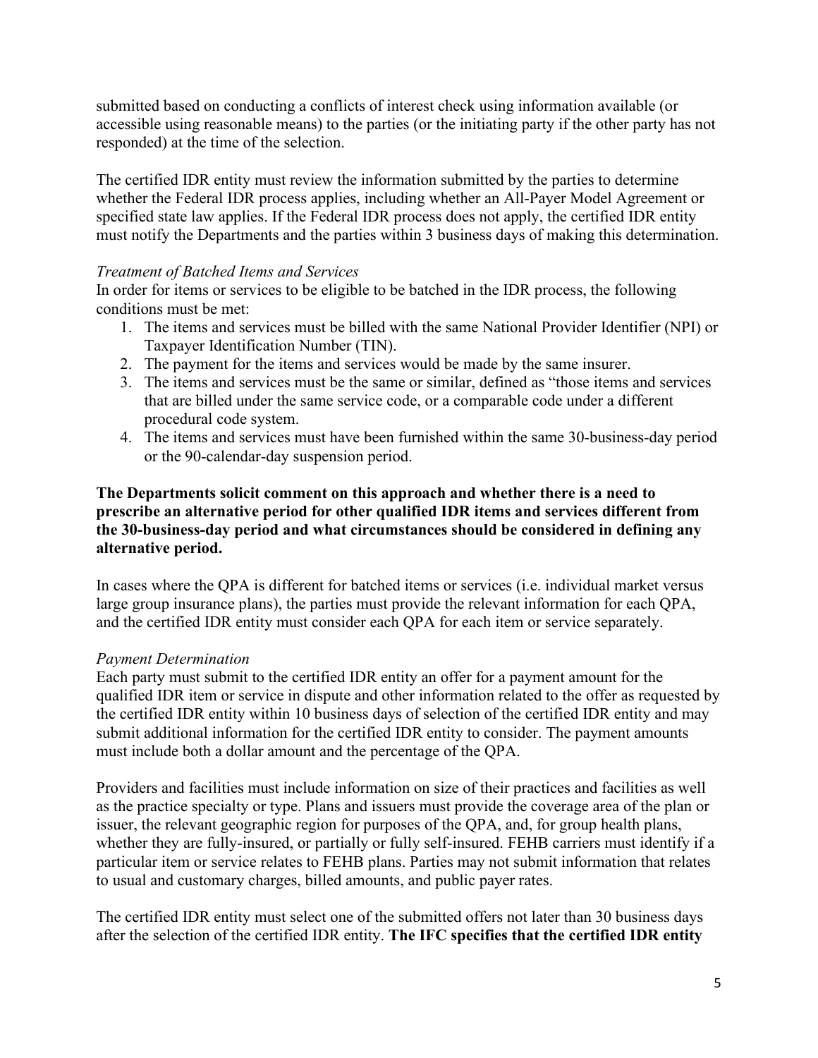submitted based on conducting a conflicts of interest check using information available (or accessible using reasonable means) to the parties (or the initiating party if the other party has not responded) at the time of the selection.

The certified IDR entity must review the information submitted by the parties to determine whether the Federal IDR process applies, including whether an All-Payer Model Agreement or specified state law applies. If the Federal IDR process does not apply, the certified IDR entity must notify the Departments and the parties within 3 business days of making this determination.

*Treatment of Batched Items and Services*

In order for items or services to be eligible to be batched in the IDR process, the following conditions must be met:

1. The items and services must be billed with the same National Provider Identifier (NPI) or Taxpayer Identification Number (TIN).
2. The payment for the items and services would be made by the same insurer.
3. The items and services must be the same or similar, defined as "those items and services that are billed under the same service code, or a comparable code under a different procedural code system.
4. The items and services must have been furnished within the same 30-business-day period or the 90-calendar-day suspension period.

**The Departments solicit comment on this approach and whether there is a need to prescribe an alternative period for other qualified IDR items and services different from the 30-business-day period and what circumstances should be considered in defining any alternative period.**

In cases where the QPA is different for batched items or services (i.e. individual market versus large group insurance plans), the parties must provide the relevant information for each QPA, and the certified IDR entity must consider each QPA for each item or service separately.

*Payment Determination*

Each party must submit to the certified IDR entity an offer for a payment amount for the qualified IDR item or service in dispute and other information related to the offer as requested by the certified IDR entity within 10 business days of selection of the certified IDR entity and may submit additional information for the certified IDR entity to consider. The payment amounts must include both a dollar amount and the percentage of the QPA.

Providers and facilities must include information on size of their practices and facilities as well as the practice specialty or type. Plans and issuers must provide the coverage area of the plan or issuer, the relevant geographic region for purposes of the QPA, and, for group health plans, whether they are fully-insured, or partially or fully self-insured. FEHB carriers must identify if a particular item or service relates to FEHB plans. Parties may not submit information that relates to usual and customary charges, billed amounts, and public payer rates.

The certified IDR entity must select one of the submitted offers not later than 30 business days after the selection of the certified IDR entity. **The IFC specifies that the certified IDR entity**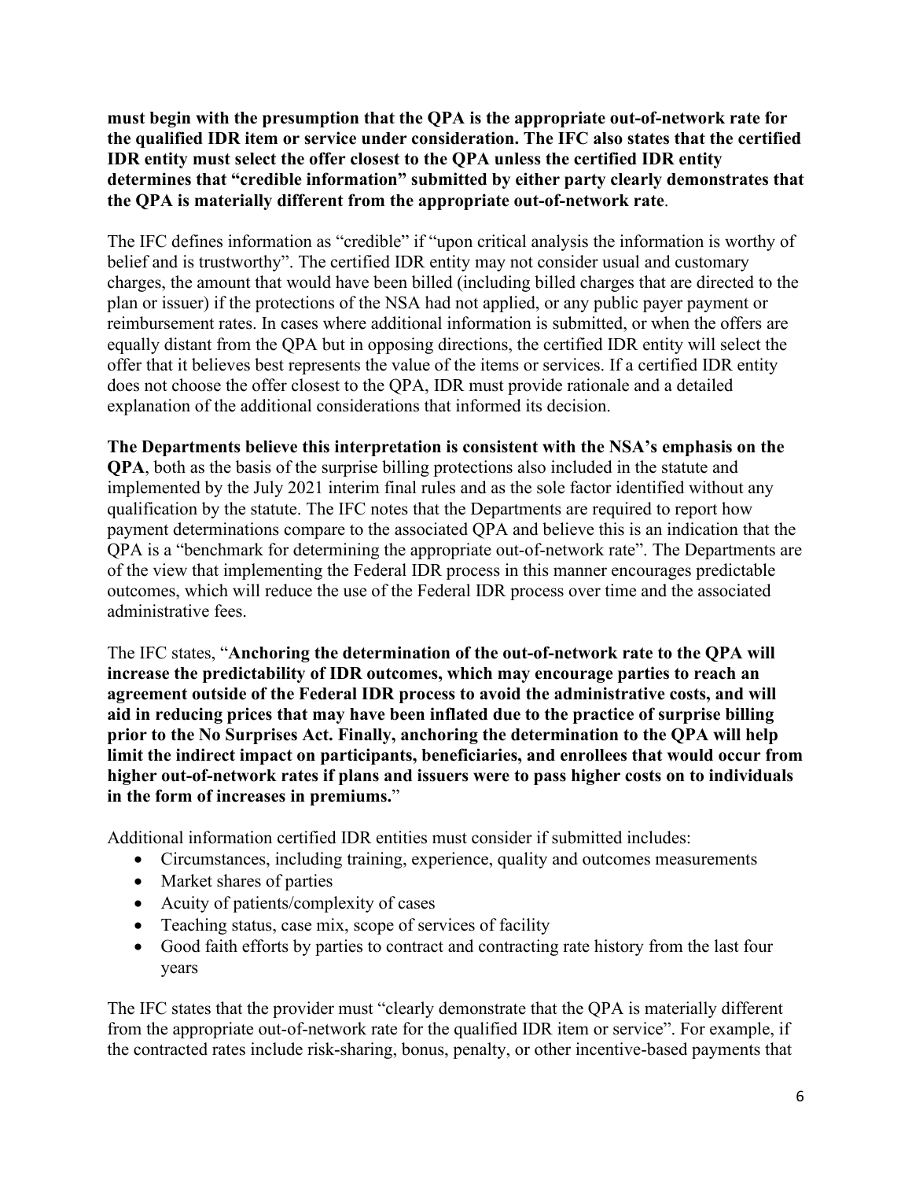**must begin with the presumption that the QPA is the appropriate out-of-network rate for the qualified IDR item or service under consideration. The IFC also states that the certified IDR entity must select the offer closest to the QPA unless the certified IDR entity determines that "credible information" submitted by either party clearly demonstrates that the QPA is materially different from the appropriate out-of-network rate**.

The IFC defines information as "credible" if "upon critical analysis the information is worthy of belief and is trustworthy". The certified IDR entity may not consider usual and customary charges, the amount that would have been billed (including billed charges that are directed to the plan or issuer) if the protections of the NSA had not applied, or any public payer payment or reimbursement rates. In cases where additional information is submitted, or when the offers are equally distant from the QPA but in opposing directions, the certified IDR entity will select the offer that it believes best represents the value of the items or services. If a certified IDR entity does not choose the offer closest to the QPA, IDR must provide rationale and a detailed explanation of the additional considerations that informed its decision.

**The Departments believe this interpretation is consistent with the NSA's emphasis on the QPA**, both as the basis of the surprise billing protections also included in the statute and implemented by the July 2021 interim final rules and as the sole factor identified without any qualification by the statute. The IFC notes that the Departments are required to report how payment determinations compare to the associated QPA and believe this is an indication that the QPA is a "benchmark for determining the appropriate out-of-network rate". The Departments are of the view that implementing the Federal IDR process in this manner encourages predictable outcomes, which will reduce the use of the Federal IDR process over time and the associated administrative fees.

The IFC states, "**Anchoring the determination of the out-of-network rate to the QPA will increase the predictability of IDR outcomes, which may encourage parties to reach an agreement outside of the Federal IDR process to avoid the administrative costs, and will aid in reducing prices that may have been inflated due to the practice of surprise billing prior to the No Surprises Act. Finally, anchoring the determination to the QPA will help limit the indirect impact on participants, beneficiaries, and enrollees that would occur from higher out-of-network rates if plans and issuers were to pass higher costs on to individuals in the form of increases in premiums.**"

Additional information certified IDR entities must consider if submitted includes:

- Circumstances, including training, experience, quality and outcomes measurements
- Market shares of parties
- Acuity of patients/complexity of cases
- Teaching status, case mix, scope of services of facility
- Good faith efforts by parties to contract and contracting rate history from the last four years

The IFC states that the provider must "clearly demonstrate that the QPA is materially different from the appropriate out-of-network rate for the qualified IDR item or service". For example, if the contracted rates include risk-sharing, bonus, penalty, or other incentive-based payments that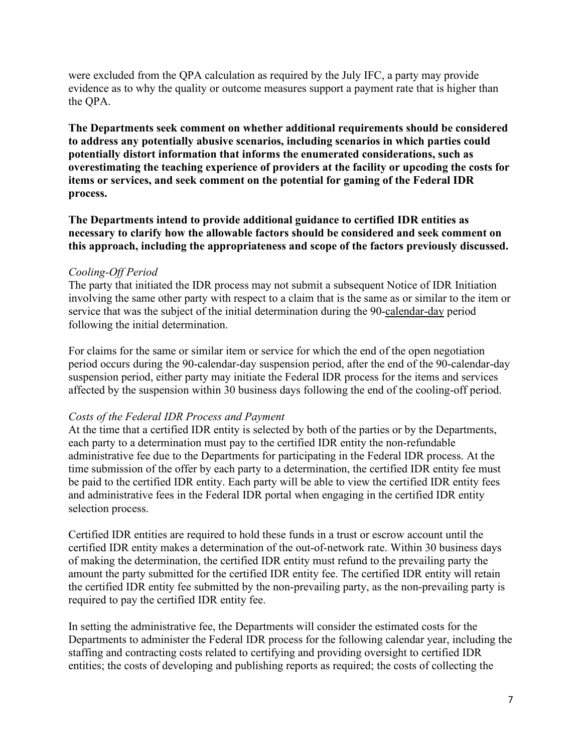were excluded from the QPA calculation as required by the July IFC, a party may provide evidence as to why the quality or outcome measures support a payment rate that is higher than the QPA.

**The Departments seek comment on whether additional requirements should be considered to address any potentially abusive scenarios, including scenarios in which parties could potentially distort information that informs the enumerated considerations, such as overestimating the teaching experience of providers at the facility or upcoding the costs for items or services, and seek comment on the potential for gaming of the Federal IDR process.**

**The Departments intend to provide additional guidance to certified IDR entities as necessary to clarify how the allowable factors should be considered and seek comment on this approach, including the appropriateness and scope of the factors previously discussed.**

*Cooling-Off Period*

The party that initiated the IDR process may not submit a subsequent Notice of IDR Initiation involving the same other party with respect to a claim that is the same as or similar to the item or service that was the subject of the initial determination during the 90-calendar-day period following the initial determination.

For claims for the same or similar item or service for which the end of the open negotiation period occurs during the 90-calendar-day suspension period, after the end of the 90-calendar-day suspension period, either party may initiate the Federal IDR process for the items and services affected by the suspension within 30 business days following the end of the cooling-off period.

*Costs of the Federal IDR Process and Payment*

At the time that a certified IDR entity is selected by both of the parties or by the Departments, each party to a determination must pay to the certified IDR entity the non-refundable administrative fee due to the Departments for participating in the Federal IDR process. At the time submission of the offer by each party to a determination, the certified IDR entity fee must be paid to the certified IDR entity. Each party will be able to view the certified IDR entity fees and administrative fees in the Federal IDR portal when engaging in the certified IDR entity selection process.

Certified IDR entities are required to hold these funds in a trust or escrow account until the certified IDR entity makes a determination of the out-of-network rate. Within 30 business days of making the determination, the certified IDR entity must refund to the prevailing party the amount the party submitted for the certified IDR entity fee. The certified IDR entity will retain the certified IDR entity fee submitted by the non-prevailing party, as the non-prevailing party is required to pay the certified IDR entity fee.

In setting the administrative fee, the Departments will consider the estimated costs for the Departments to administer the Federal IDR process for the following calendar year, including the staffing and contracting costs related to certifying and providing oversight to certified IDR entities; the costs of developing and publishing reports as required; the costs of collecting the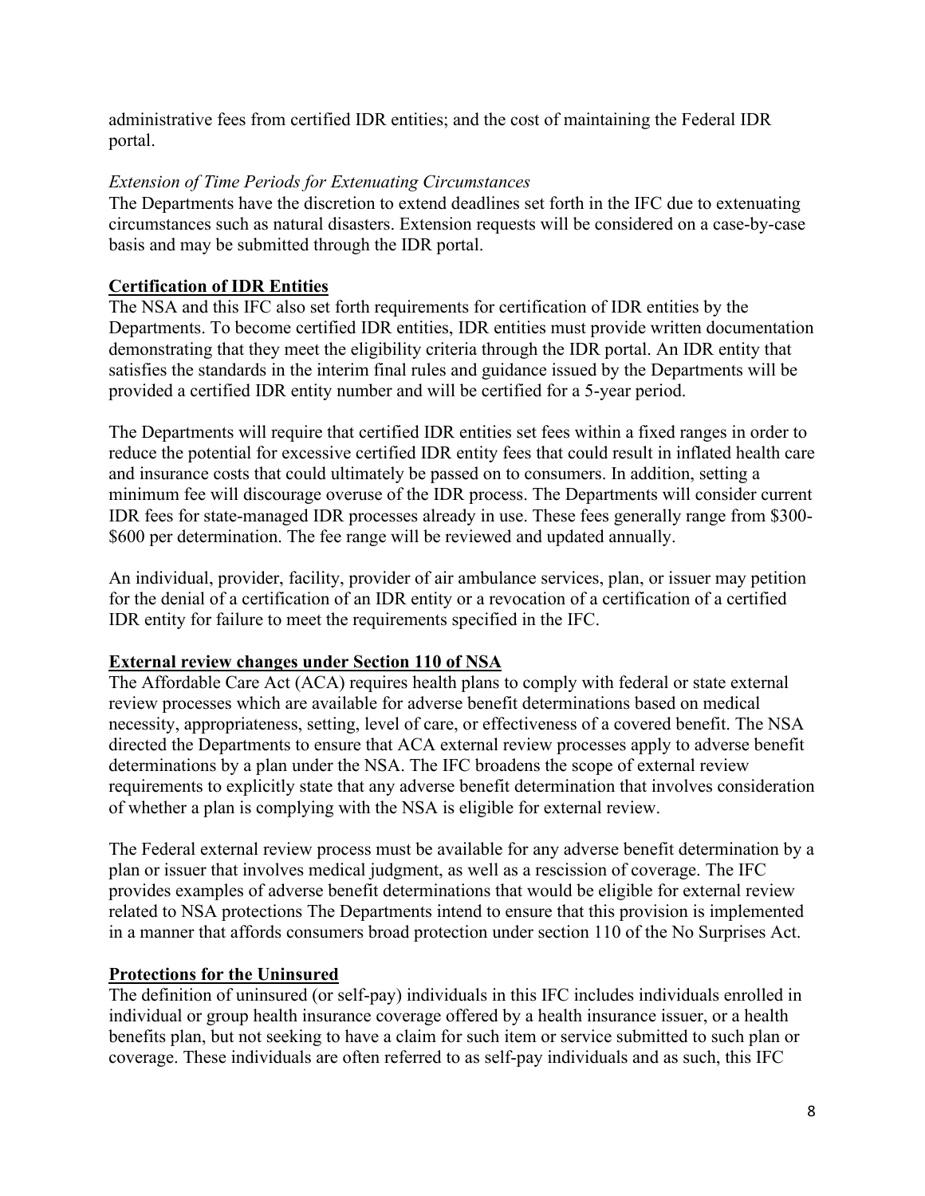administrative fees from certified IDR entities; and the cost of maintaining the Federal IDR portal.

*Extension of Time Periods for Extenuating Circumstances*

The Departments have the discretion to extend deadlines set forth in the IFC due to extenuating circumstances such as natural disasters. Extension requests will be considered on a case-by-case basis and may be submitted through the IDR portal.

**Certification of IDR Entities**

The NSA and this IFC also set forth requirements for certification of IDR entities by the Departments. To become certified IDR entities, IDR entities must provide written documentation demonstrating that they meet the eligibility criteria through the IDR portal. An IDR entity that satisfies the standards in the interim final rules and guidance issued by the Departments will be provided a certified IDR entity number and will be certified for a 5-year period.

The Departments will require that certified IDR entities set fees within a fixed ranges in order to reduce the potential for excessive certified IDR entity fees that could result in inflated health care and insurance costs that could ultimately be passed on to consumers. In addition, setting a minimum fee will discourage overuse of the IDR process. The Departments will consider current IDR fees for state-managed IDR processes already in use. These fees generally range from $300-$600 per determination. The fee range will be reviewed and updated annually.

An individual, provider, facility, provider of air ambulance services, plan, or issuer may petition for the denial of a certification of an IDR entity or a revocation of a certification of a certified IDR entity for failure to meet the requirements specified in the IFC.

**External review changes under Section 110 of NSA**

The Affordable Care Act (ACA) requires health plans to comply with federal or state external review processes which are available for adverse benefit determinations based on medical necessity, appropriateness, setting, level of care, or effectiveness of a covered benefit. The NSA directed the Departments to ensure that ACA external review processes apply to adverse benefit determinations by a plan under the NSA. The IFC broadens the scope of external review requirements to explicitly state that any adverse benefit determination that involves consideration of whether a plan is complying with the NSA is eligible for external review.

The Federal external review process must be available for any adverse benefit determination by a plan or issuer that involves medical judgment, as well as a rescission of coverage. The IFC provides examples of adverse benefit determinations that would be eligible for external review related to NSA protections The Departments intend to ensure that this provision is implemented in a manner that affords consumers broad protection under section 110 of the No Surprises Act.

**Protections for the Uninsured**

The definition of uninsured (or self-pay) individuals in this IFC includes individuals enrolled in individual or group health insurance coverage offered by a health insurance issuer, or a health benefits plan, but not seeking to have a claim for such item or service submitted to such plan or coverage. These individuals are often referred to as self-pay individuals and as such, this IFC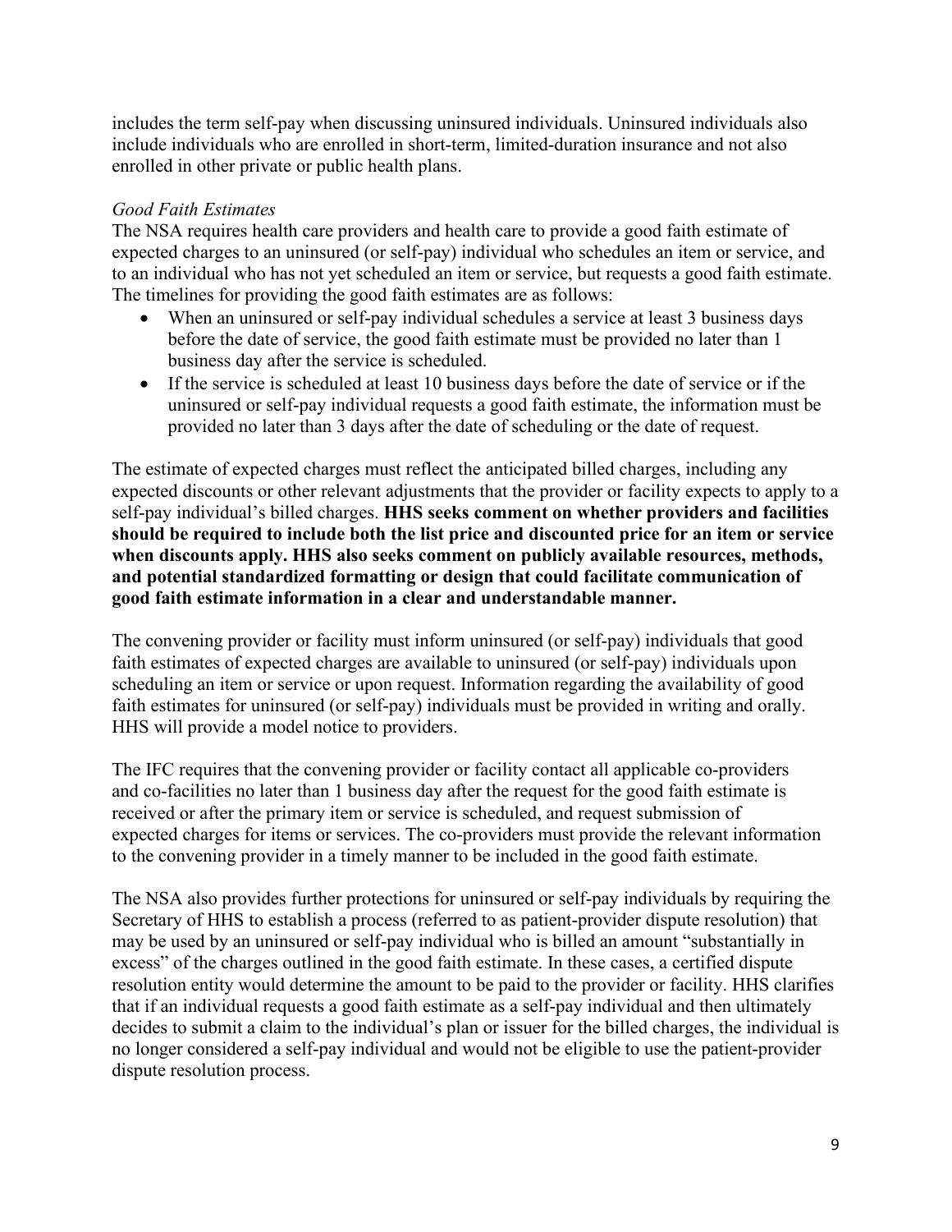includes the term self-pay when discussing uninsured individuals. Uninsured individuals also include individuals who are enrolled in short-term, limited-duration insurance and not also enrolled in other private or public health plans.

*Good Faith Estimates*

The NSA requires health care providers and health care to provide a good faith estimate of expected charges to an uninsured (or self-pay) individual who schedules an item or service, and to an individual who has not yet scheduled an item or service, but requests a good faith estimate. The timelines for providing the good faith estimates are as follows:

- When an uninsured or self-pay individual schedules a service at least 3 business days before the date of service, the good faith estimate must be provided no later than 1 business day after the service is scheduled.
- If the service is scheduled at least 10 business days before the date of service or if the uninsured or self-pay individual requests a good faith estimate, the information must be provided no later than 3 days after the date of scheduling or the date of request.

The estimate of expected charges must reflect the anticipated billed charges, including any expected discounts or other relevant adjustments that the provider or facility expects to apply to a self-pay individual's billed charges. **HHS seeks comment on whether providers and facilities should be required to include both the list price and discounted price for an item or service when discounts apply. HHS also seeks comment on publicly available resources, methods, and potential standardized formatting or design that could facilitate communication of good faith estimate information in a clear and understandable manner.**

The convening provider or facility must inform uninsured (or self-pay) individuals that good faith estimates of expected charges are available to uninsured (or self-pay) individuals upon scheduling an item or service or upon request. Information regarding the availability of good faith estimates for uninsured (or self-pay) individuals must be provided in writing and orally. HHS will provide a model notice to providers.

The IFC requires that the convening provider or facility contact all applicable co-providers and co-facilities no later than 1 business day after the request for the good faith estimate is received or after the primary item or service is scheduled, and request submission of expected charges for items or services. The co-providers must provide the relevant information to the convening provider in a timely manner to be included in the good faith estimate.

The NSA also provides further protections for uninsured or self-pay individuals by requiring the Secretary of HHS to establish a process (referred to as patient-provider dispute resolution) that may be used by an uninsured or self-pay individual who is billed an amount "substantially in excess" of the charges outlined in the good faith estimate. In these cases, a certified dispute resolution entity would determine the amount to be paid to the provider or facility. HHS clarifies that if an individual requests a good faith estimate as a self-pay individual and then ultimately decides to submit a claim to the individual's plan or issuer for the billed charges, the individual is no longer considered a self-pay individual and would not be eligible to use the patient-provider dispute resolution process.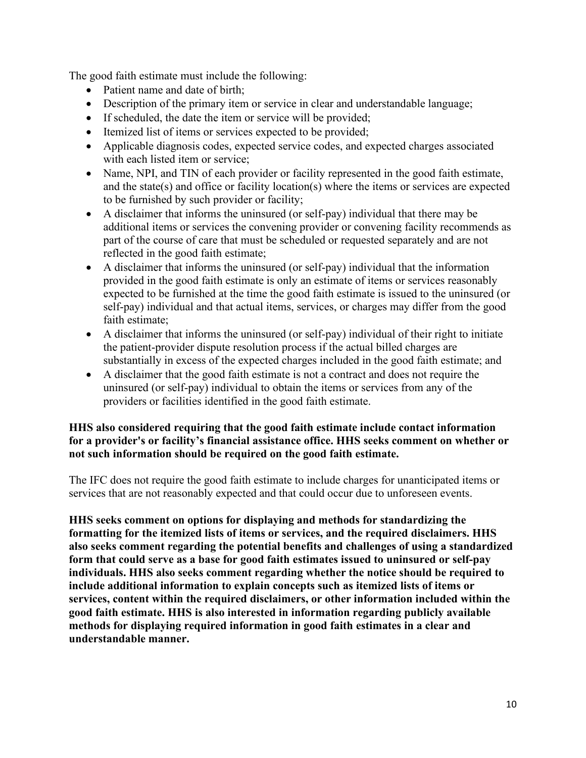The good faith estimate must include the following:

- Patient name and date of birth;
- Description of the primary item or service in clear and understandable language;
- If scheduled, the date the item or service will be provided;
- Itemized list of items or services expected to be provided;
- Applicable diagnosis codes, expected service codes, and expected charges associated with each listed item or service;
- Name, NPI, and TIN of each provider or facility represented in the good faith estimate, and the state(s) and office or facility location(s) where the items or services are expected to be furnished by such provider or facility;
- A disclaimer that informs the uninsured (or self-pay) individual that there may be additional items or services the convening provider or convening facility recommends as part of the course of care that must be scheduled or requested separately and are not reflected in the good faith estimate;
- A disclaimer that informs the uninsured (or self-pay) individual that the information provided in the good faith estimate is only an estimate of items or services reasonably expected to be furnished at the time the good faith estimate is issued to the uninsured (or self-pay) individual and that actual items, services, or charges may differ from the good faith estimate;
- A disclaimer that informs the uninsured (or self-pay) individual of their right to initiate the patient-provider dispute resolution process if the actual billed charges are substantially in excess of the expected charges included in the good faith estimate; and
- A disclaimer that the good faith estimate is not a contract and does not require the uninsured (or self-pay) individual to obtain the items or services from any of the providers or facilities identified in the good faith estimate.

**HHS also considered requiring that the good faith estimate include contact information for a provider's or facility's financial assistance office. HHS seeks comment on whether or not such information should be required on the good faith estimate.**

The IFC does not require the good faith estimate to include charges for unanticipated items or services that are not reasonably expected and that could occur due to unforeseen events.

**HHS seeks comment on options for displaying and methods for standardizing the formatting for the itemized lists of items or services, and the required disclaimers. HHS also seeks comment regarding the potential benefits and challenges of using a standardized form that could serve as a base for good faith estimates issued to uninsured or self-pay individuals. HHS also seeks comment regarding whether the notice should be required to include additional information to explain concepts such as itemized lists of items or services, content within the required disclaimers, or other information included within the good faith estimate. HHS is also interested in information regarding publicly available methods for displaying required information in good faith estimates in a clear and understandable manner.**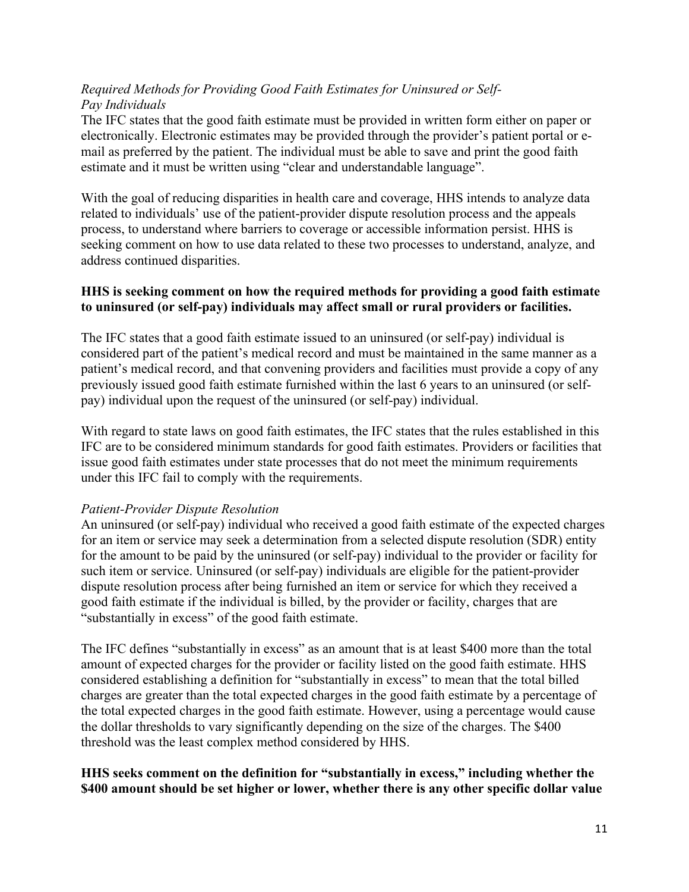*Required Methods for Providing Good Faith Estimates for Uninsured or Self-Pay Individuals*

The IFC states that the good faith estimate must be provided in written form either on paper or electronically. Electronic estimates may be provided through the provider's patient portal or e-mail as preferred by the patient. The individual must be able to save and print the good faith estimate and it must be written using "clear and understandable language".

With the goal of reducing disparities in health care and coverage, HHS intends to analyze data related to individuals' use of the patient-provider dispute resolution process and the appeals process, to understand where barriers to coverage or accessible information persist. HHS is seeking comment on how to use data related to these two processes to understand, analyze, and address continued disparities.

**HHS is seeking comment on how the required methods for providing a good faith estimate to uninsured (or self-pay) individuals may affect small or rural providers or facilities.**

The IFC states that a good faith estimate issued to an uninsured (or self-pay) individual is considered part of the patient's medical record and must be maintained in the same manner as a patient's medical record, and that convening providers and facilities must provide a copy of any previously issued good faith estimate furnished within the last 6 years to an uninsured (or self-pay) individual upon the request of the uninsured (or self-pay) individual.

With regard to state laws on good faith estimates, the IFC states that the rules established in this IFC are to be considered minimum standards for good faith estimates. Providers or facilities that issue good faith estimates under state processes that do not meet the minimum requirements under this IFC fail to comply with the requirements.

*Patient-Provider Dispute Resolution*

An uninsured (or self-pay) individual who received a good faith estimate of the expected charges for an item or service may seek a determination from a selected dispute resolution (SDR) entity for the amount to be paid by the uninsured (or self-pay) individual to the provider or facility for such item or service. Uninsured (or self-pay) individuals are eligible for the patient-provider dispute resolution process after being furnished an item or service for which they received a good faith estimate if the individual is billed, by the provider or facility, charges that are "substantially in excess" of the good faith estimate.

The IFC defines "substantially in excess" as an amount that is at least $400 more than the total amount of expected charges for the provider or facility listed on the good faith estimate. HHS considered establishing a definition for "substantially in excess" to mean that the total billed charges are greater than the total expected charges in the good faith estimate by a percentage of the total expected charges in the good faith estimate. However, using a percentage would cause the dollar thresholds to vary significantly depending on the size of the charges. The $400 threshold was the least complex method considered by HHS.

**HHS seeks comment on the definition for "substantially in excess," including whether the $400 amount should be set higher or lower, whether there is any other specific dollar value**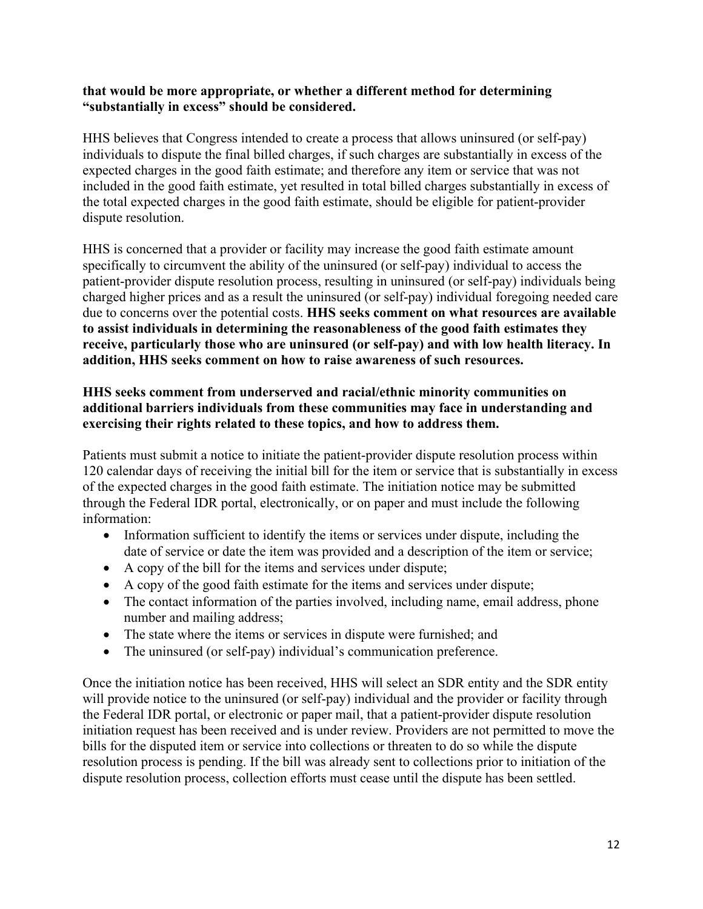**that would be more appropriate, or whether a different method for determining "substantially in excess" should be considered.**

HHS believes that Congress intended to create a process that allows uninsured (or self-pay) individuals to dispute the final billed charges, if such charges are substantially in excess of the expected charges in the good faith estimate; and therefore any item or service that was not included in the good faith estimate, yet resulted in total billed charges substantially in excess of the total expected charges in the good faith estimate, should be eligible for patient-provider dispute resolution.

HHS is concerned that a provider or facility may increase the good faith estimate amount specifically to circumvent the ability of the uninsured (or self-pay) individual to access the patient-provider dispute resolution process, resulting in uninsured (or self-pay) individuals being charged higher prices and as a result the uninsured (or self-pay) individual foregoing needed care due to concerns over the potential costs. **HHS seeks comment on what resources are available to assist individuals in determining the reasonableness of the good faith estimates they receive, particularly those who are uninsured (or self-pay) and with low health literacy. In addition, HHS seeks comment on how to raise awareness of such resources.**

**HHS seeks comment from underserved and racial/ethnic minority communities on additional barriers individuals from these communities may face in understanding and exercising their rights related to these topics, and how to address them.**

Patients must submit a notice to initiate the patient-provider dispute resolution process within 120 calendar days of receiving the initial bill for the item or service that is substantially in excess of the expected charges in the good faith estimate. The initiation notice may be submitted through the Federal IDR portal, electronically, or on paper and must include the following information:

- Information sufficient to identify the items or services under dispute, including the date of service or date the item was provided and a description of the item or service;
- A copy of the bill for the items and services under dispute;
- A copy of the good faith estimate for the items and services under dispute;
- The contact information of the parties involved, including name, email address, phone number and mailing address;
- The state where the items or services in dispute were furnished; and
- The uninsured (or self-pay) individual's communication preference.

Once the initiation notice has been received, HHS will select an SDR entity and the SDR entity will provide notice to the uninsured (or self-pay) individual and the provider or facility through the Federal IDR portal, or electronic or paper mail, that a patient-provider dispute resolution initiation request has been received and is under review. Providers are not permitted to move the bills for the disputed item or service into collections or threaten to do so while the dispute resolution process is pending. If the bill was already sent to collections prior to initiation of the dispute resolution process, collection efforts must cease until the dispute has been settled.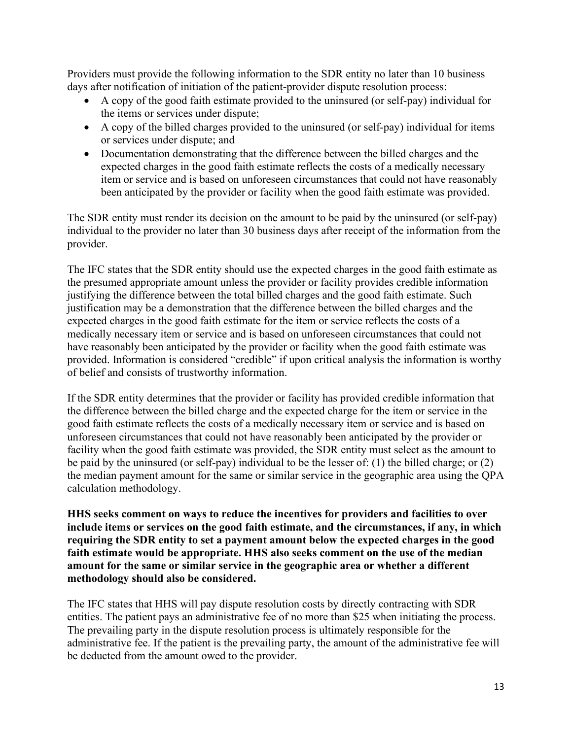Providers must provide the following information to the SDR entity no later than 10 business days after notification of initiation of the patient-provider dispute resolution process:

- A copy of the good faith estimate provided to the uninsured (or self-pay) individual for the items or services under dispute;
- A copy of the billed charges provided to the uninsured (or self-pay) individual for items or services under dispute; and
- Documentation demonstrating that the difference between the billed charges and the expected charges in the good faith estimate reflects the costs of a medically necessary item or service and is based on unforeseen circumstances that could not have reasonably been anticipated by the provider or facility when the good faith estimate was provided.

The SDR entity must render its decision on the amount to be paid by the uninsured (or self-pay) individual to the provider no later than 30 business days after receipt of the information from the provider.

The IFC states that the SDR entity should use the expected charges in the good faith estimate as the presumed appropriate amount unless the provider or facility provides credible information justifying the difference between the total billed charges and the good faith estimate. Such justification may be a demonstration that the difference between the billed charges and the expected charges in the good faith estimate for the item or service reflects the costs of a medically necessary item or service and is based on unforeseen circumstances that could not have reasonably been anticipated by the provider or facility when the good faith estimate was provided. Information is considered "credible" if upon critical analysis the information is worthy of belief and consists of trustworthy information.

If the SDR entity determines that the provider or facility has provided credible information that the difference between the billed charge and the expected charge for the item or service in the good faith estimate reflects the costs of a medically necessary item or service and is based on unforeseen circumstances that could not have reasonably been anticipated by the provider or facility when the good faith estimate was provided, the SDR entity must select as the amount to be paid by the uninsured (or self-pay) individual to be the lesser of: (1) the billed charge; or (2) the median payment amount for the same or similar service in the geographic area using the QPA calculation methodology.

**HHS seeks comment on ways to reduce the incentives for providers and facilities to over include items or services on the good faith estimate, and the circumstances, if any, in which requiring the SDR entity to set a payment amount below the expected charges in the good faith estimate would be appropriate. HHS also seeks comment on the use of the median amount for the same or similar service in the geographic area or whether a different methodology should also be considered.**

The IFC states that HHS will pay dispute resolution costs by directly contracting with SDR entities. The patient pays an administrative fee of no more than $25 when initiating the process. The prevailing party in the dispute resolution process is ultimately responsible for the administrative fee. If the patient is the prevailing party, the amount of the administrative fee will be deducted from the amount owed to the provider.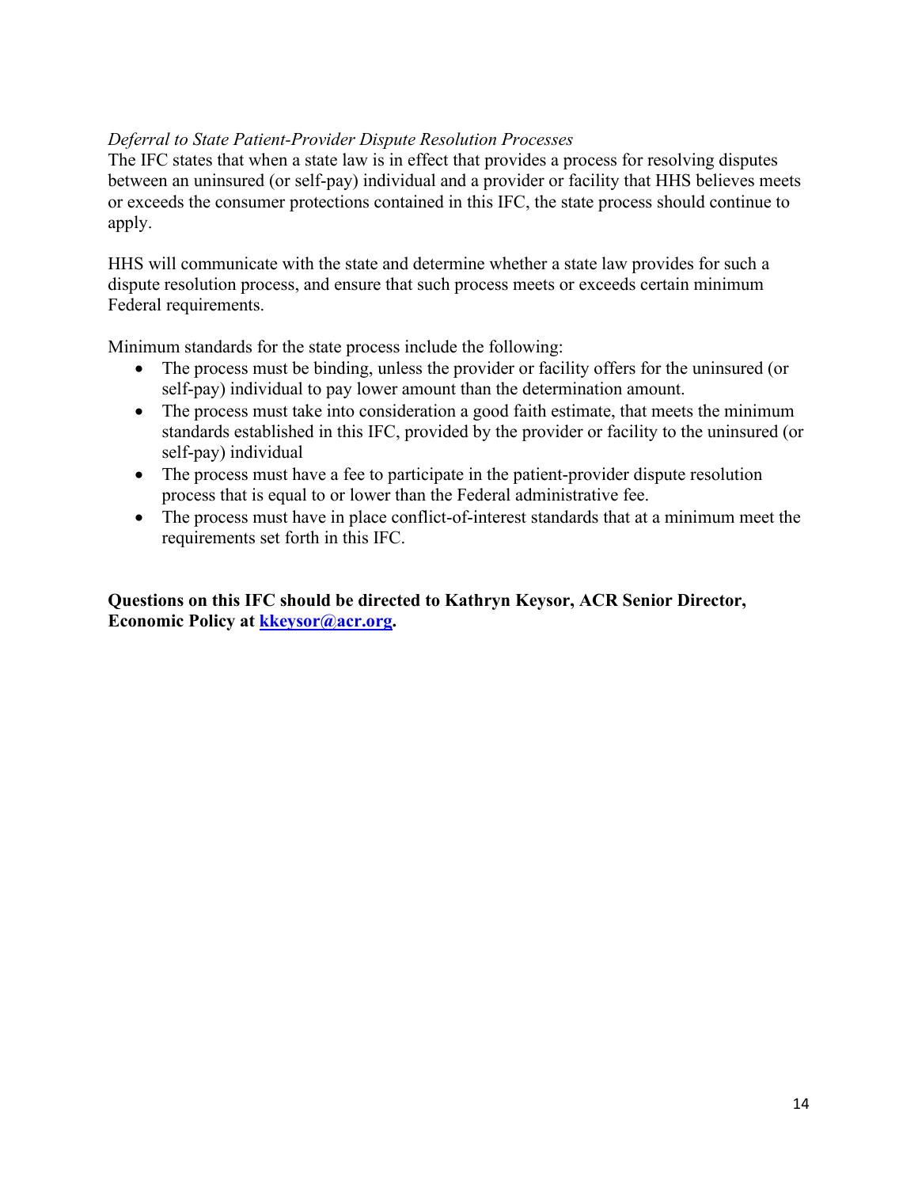*Deferral to State Patient-Provider Dispute Resolution Processes*

The IFC states that when a state law is in effect that provides a process for resolving disputes between an uninsured (or self-pay) individual and a provider or facility that HHS believes meets or exceeds the consumer protections contained in this IFC, the state process should continue to apply.

HHS will communicate with the state and determine whether a state law provides for such a dispute resolution process, and ensure that such process meets or exceeds certain minimum Federal requirements.

Minimum standards for the state process include the following:

- The process must be binding, unless the provider or facility offers for the uninsured (or self-pay) individual to pay lower amount than the determination amount.
- The process must take into consideration a good faith estimate, that meets the minimum standards established in this IFC, provided by the provider or facility to the uninsured (or self-pay) individual
- The process must have a fee to participate in the patient-provider dispute resolution process that is equal to or lower than the Federal administrative fee.
- The process must have in place conflict-of-interest standards that at a minimum meet the requirements set forth in this IFC.

**Questions on this IFC should be directed to Kathryn Keysor, ACR Senior Director, Economic Policy at [kkeysor@acr.org](mailto:kkeysor@acr.org).**